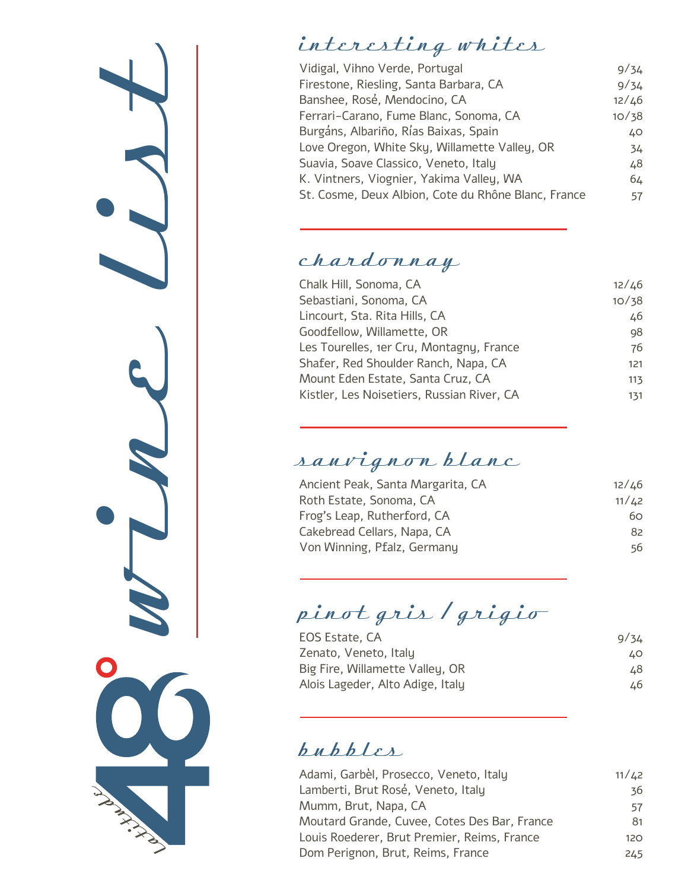# 48° latitude wine List

## interesting whites

| Wine | Price |
|---|---|
| Vidigal, Vihno Verde, Portugal | 9/34 |
| Firestone, Riesling, Santa Barbara, CA | 9/34 |
| Banshee, Rosé, Mendocino, CA | 12/46 |
| Ferrari-Carano, Fume Blanc, Sonoma, CA | 10/38 |
| Burgáns, Albariño, Rías Baixas, Spain | 40 |
| Love Oregon, White Sky, Willamette Valley, OR | 34 |
| Suavia, Soave Classico, Veneto, Italy | 48 |
| K. Vintners, Viognier, Yakima Valley, WA | 64 |
| St. Cosme, Deux Albion, Cote du Rhône Blanc, France | 57 |

## chardonnay

| Wine | Price |
|---|---|
| Chalk Hill, Sonoma, CA | 12/46 |
| Sebastiani, Sonoma, CA | 10/38 |
| Lincourt, Sta. Rita Hills, CA | 46 |
| Goodfellow, Willamette, OR | 98 |
| Les Tourelles, 1er Cru, Montagny, France | 76 |
| Shafer, Red Shoulder Ranch, Napa, CA | 121 |
| Mount Eden Estate, Santa Cruz, CA | 113 |
| Kistler, Les Noisetiers, Russian River, CA | 131 |

## sauvignon blanc

| Wine | Price |
|---|---|
| Ancient Peak, Santa Margarita, CA | 12/46 |
| Roth Estate, Sonoma, CA | 11/42 |
| Frog's Leap, Rutherford, CA | 60 |
| Cakebread Cellars, Napa, CA | 82 |
| Von Winning, Pfalz, Germany | 56 |

## pinot gris / grigio

| Wine | Price |
|---|---|
| EOS Estate, CA | 9/34 |
| Zenato, Veneto, Italy | 40 |
| Big Fire, Willamette Valley, OR | 48 |
| Alois Lageder, Alto Adige, Italy | 46 |

## bubbles

| Wine | Price |
|---|---|
| Adami, Garbèl, Prosecco, Veneto, Italy | 11/42 |
| Lamberti, Brut Rosé, Veneto, Italy | 36 |
| Mumm, Brut, Napa, CA | 57 |
| Moutard Grande, Cuvee, Cotes Des Bar, France | 81 |
| Louis Roederer, Brut Premier, Reims, France | 120 |
| Dom Perignon, Brut, Reims, France | 245 |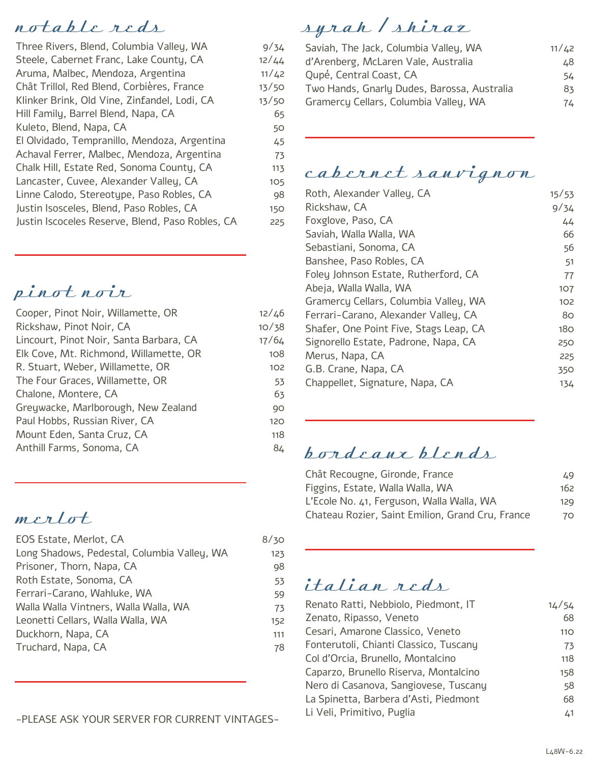## notable reds

| | |
|---|---|
| Three Rivers, Blend, Columbia Valley, WA | 9/34 |
| Steele, Cabernet Franc, Lake County, CA | 12/44 |
| Aruma, Malbec, Mendoza, Argentina | 11/42 |
| Chât Trillol, Red Blend, Corbières, France | 13/50 |
| Klinker Brink, Old Vine, Zinfandel, Lodi, CA | 13/50 |
| Hill Family, Barrel Blend, Napa, CA | 65 |
| Kuleto, Blend, Napa, CA | 50 |
| El Olvidado, Tempranillo, Mendoza, Argentina | 45 |
| Achaval Ferrer, Malbec, Mendoza, Argentina | 73 |
| Chalk Hill, Estate Red, Sonoma County, CA | 113 |
| Lancaster, Cuvee, Alexander Valley, CA | 105 |
| Linne Calodo, Stereotype, Paso Robles, CA | 98 |
| Justin Isosceles, Blend, Paso Robles, CA | 150 |
| Justin Iscoceles Reserve, Blend, Paso Robles, CA | 225 |

## pinot noir

| | |
|---|---|
| Cooper, Pinot Noir, Willamette, OR | 12/46 |
| Rickshaw, Pinot Noir, CA | 10/38 |
| Lincourt, Pinot Noir, Santa Barbara, CA | 17/64 |
| Elk Cove, Mt. Richmond, Willamette, OR | 108 |
| R. Stuart, Weber, Willamette, OR | 102 |
| The Four Graces, Willamette, OR | 53 |
| Chalone, Montere, CA | 63 |
| Greywacke, Marlborough, New Zealand | 90 |
| Paul Hobbs, Russian River, CA | 120 |
| Mount Eden, Santa Cruz, CA | 118 |
| Anthill Farms, Sonoma, CA | 84 |

## merlot

| | |
|---|---|
| EOS Estate, Merlot, CA | 8/30 |
| Long Shadows, Pedestal, Columbia Valley, WA | 123 |
| Prisoner, Thorn, Napa, CA | 98 |
| Roth Estate, Sonoma, CA | 53 |
| Ferrari-Carano, Wahluke, WA | 59 |
| Walla Walla Vintners, Walla Walla, WA | 73 |
| Leonetti Cellars, Walla Walla, WA | 152 |
| Duckhorn, Napa, CA | 111 |
| Truchard, Napa, CA | 78 |

-PLEASE ASK YOUR SERVER FOR CURRENT VINTAGES-

## syrah / shiraz

| | |
|---|---|
| Saviah, The Jack, Columbia Valley, WA | 11/42 |
| d'Arenberg, McLaren Vale, Australia | 48 |
| Qupé, Central Coast, CA | 54 |
| Two Hands, Gnarly Dudes, Barossa, Australia | 83 |
| Gramercy Cellars, Columbia Valley, WA | 74 |

## cabernet sauvignon

| | |
|---|---|
| Roth, Alexander Valley, CA | 15/53 |
| Rickshaw, CA | 9/34 |
| Foxglove, Paso, CA | 44 |
| Saviah, Walla Walla, WA | 66 |
| Sebastiani, Sonoma, CA | 56 |
| Banshee, Paso Robles, CA | 51 |
| Foley Johnson Estate, Rutherford, CA | 77 |
| Abeja, Walla Walla, WA | 107 |
| Gramercy Cellars, Columbia Valley, WA | 102 |
| Ferrari-Carano, Alexander Valley, CA | 80 |
| Shafer, One Point Five, Stags Leap, CA | 180 |
| Signorello Estate, Padrone, Napa, CA | 250 |
| Merus, Napa, CA | 225 |
| G.B. Crane, Napa, CA | 350 |
| Chappellet, Signature, Napa, CA | 134 |

## bordeaux blends

| | |
|---|---|
| Chât Recougne, Gironde, France | 49 |
| Figgins, Estate, Walla Walla, WA | 162 |
| L'Ecole No. 41, Ferguson, Walla Walla, WA | 129 |
| Chateau Rozier, Saint Emilion, Grand Cru, France | 70 |

## italian reds

| | |
|---|---|
| Renato Ratti, Nebbiolo, Piedmont, IT | 14/54 |
| Zenato, Ripasso, Veneto | 68 |
| Cesari, Amarone Classico, Veneto | 110 |
| Fonterutoli, Chianti Classico, Tuscany | 73 |
| Col d'Orcia, Brunello, Montalcino | 118 |
| Caparzo, Brunello Riserva, Montalcino | 158 |
| Nero di Casanova, Sangiovese, Tuscany | 58 |
| La Spinetta, Barbera d'Asti, Piedmont | 68 |
| Li Veli, Primitivo, Puglia | 41 |

L48W-6.22